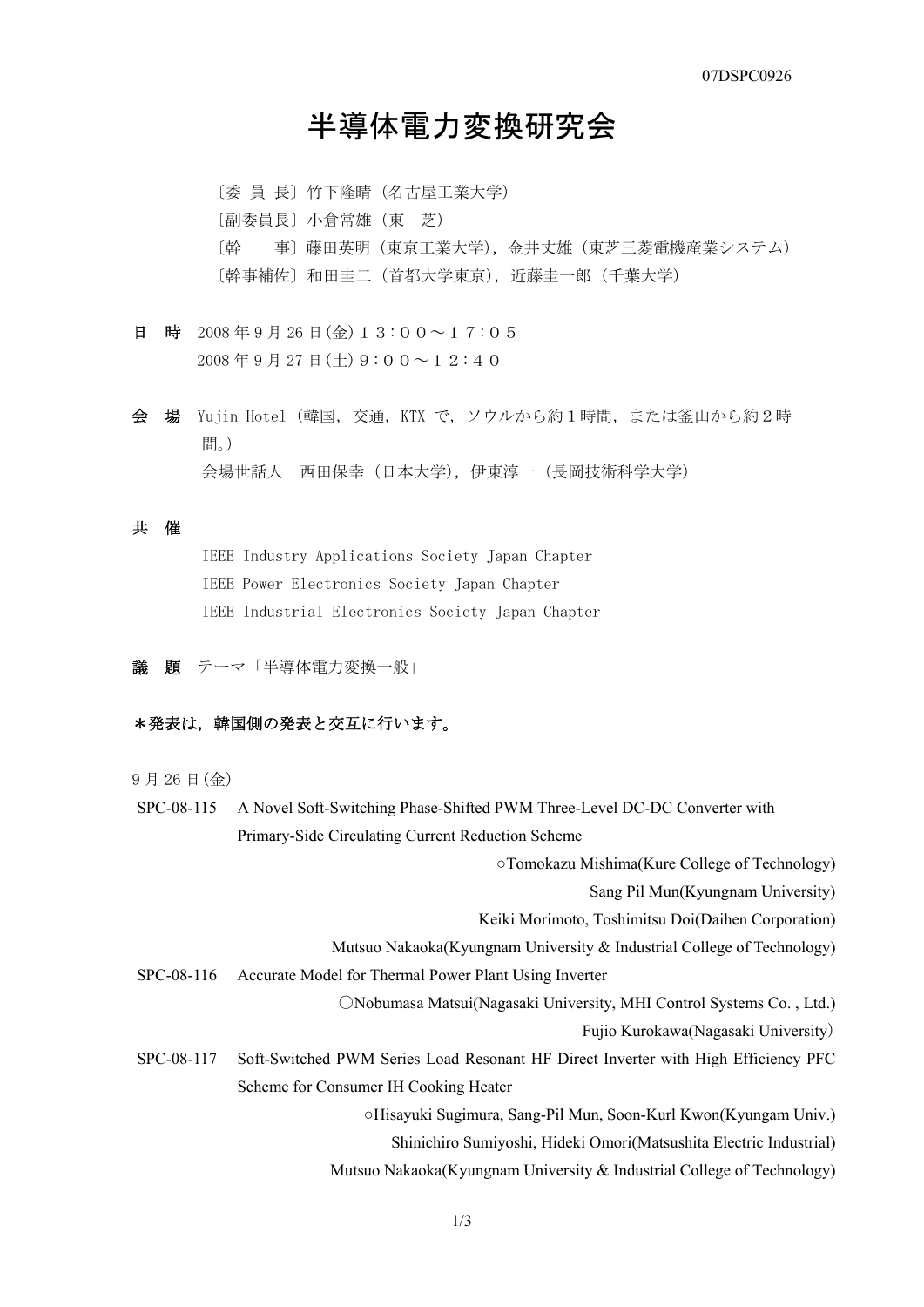07DSPC0926

# 半導体電力変換研究会

〔委 員 長〕竹下隆晴（名古屋工業大学）
〔副委員長〕小倉常雄（東　芝）
〔幹　　事〕藤田英明（東京工業大学），金井丈雄（東芝三菱電機産業システム）
〔幹事補佐〕和田圭二（首都大学東京），近藤圭一郎（千葉大学）

**日　時**　2008 年 9 月 26 日(金)１３：００～１７：０５
2008 年 9 月 27 日(土)９：００～１２：４０

**会　場**　Yujin Hotel（韓国，交通，KTX で，ソウルから約１時間，または釜山から約２時間。）
会場世話人　西田保幸（日本大学），伊東淳一（長岡技術科学大学）

**共　催**

IEEE Industry Applications Society Japan Chapter
IEEE Power Electronics Society Japan Chapter
IEEE Industrial Electronics Society Japan Chapter

**議　題**　テーマ「半導体電力変換一般」

**＊発表は，韓国側の発表と交互に行います。**

9 月 26 日(金)

SPC-08-115　A Novel Soft-Switching Phase-Shifted PWM Three-Level DC-DC Converter with Primary-Side Circulating Current Reduction Scheme
○Tomokazu Mishima(Kure College of Technology)
Sang Pil Mun(Kyungnam University)
Keiki Morimoto, Toshimitsu Doi(Daihen Corporation)
Mutsuo Nakaoka(Kyungnam University & Industrial College of Technology)

SPC-08-116　Accurate Model for Thermal Power Plant Using Inverter
〇Nobumasa Matsui(Nagasaki University, MHI Control Systems Co. , Ltd.)
Fujio Kurokawa(Nagasaki University)

SPC-08-117　Soft-Switched PWM Series Load Resonant HF Direct Inverter with High Efficiency PFC Scheme for Consumer IH Cooking Heater
○Hisayuki Sugimura, Sang-Pil Mun, Soon-Kurl Kwon(Kyungam Univ.)
Shinichiro Sumiyoshi, Hideki Omori(Matsushita Electric Industrial)
Mutsuo Nakaoka(Kyungnam University & Industrial College of Technology)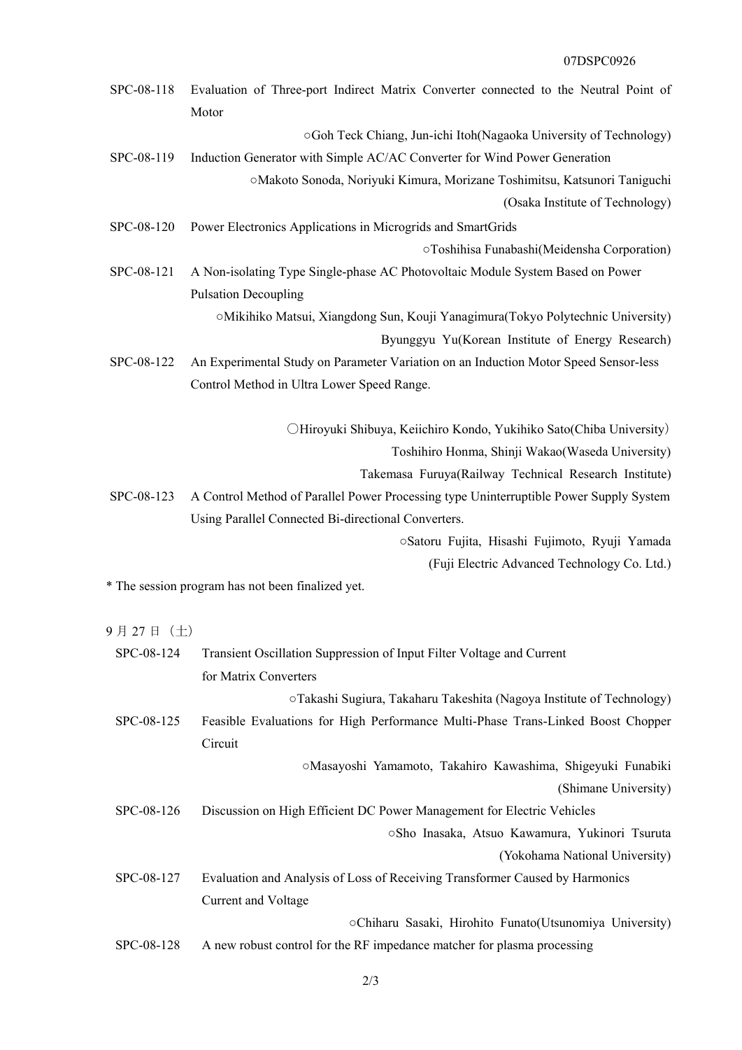SPC-08-118　Evaluation of Three-port Indirect Matrix Converter connected to the Neutral Point of Motor

○Goh Teck Chiang, Jun-ichi Itoh(Nagaoka University of Technology)

SPC-08-119　Induction Generator with Simple AC/AC Converter for Wind Power Generation

○Makoto Sonoda, Noriyuki Kimura, Morizane Toshimitsu, Katsunori Taniguchi (Osaka Institute of Technology)

SPC-08-120　Power Electronics Applications in Microgrids and SmartGrids

○Toshihisa Funabashi(Meidensha Corporation)

SPC-08-121　A Non-isolating Type Single-phase AC Photovoltaic Module System Based on Power Pulsation Decoupling

○Mikihiko Matsui, Xiangdong Sun, Kouji Yanagimura(Tokyo Polytechnic University)
Byunggyu Yu(Korean Institute of Energy Research)

SPC-08-122　An Experimental Study on Parameter Variation on an Induction Motor Speed Sensor-less Control Method in Ultra Lower Speed Range.

〇Hiroyuki Shibuya, Keiichiro Kondo, Yukihiko Sato(Chiba University)
Toshihiro Honma, Shinji Wakao(Waseda University)
Takemasa Furuya(Railway Technical Research Institute)

SPC-08-123　A Control Method of Parallel Power Processing type Uninterruptible Power Supply System Using Parallel Connected Bi-directional Converters.

○Satoru Fujita, Hisashi Fujimoto, Ryuji Yamada (Fuji Electric Advanced Technology Co. Ltd.)

* The session program has not been finalized yet.

9 月 27 日（土）

SPC-08-124　Transient Oscillation Suppression of Input Filter Voltage and Current for Matrix Converters

○Takashi Sugiura, Takaharu Takeshita (Nagoya Institute of Technology)

SPC-08-125　Feasible Evaluations for High Performance Multi-Phase Trans-Linked Boost Chopper Circuit

○Masayoshi Yamamoto, Takahiro Kawashima, Shigeyuki Funabiki (Shimane University)

SPC-08-126　Discussion on High Efficient DC Power Management for Electric Vehicles

○Sho Inasaka, Atsuo Kawamura, Yukinori Tsuruta (Yokohama National University)

SPC-08-127　Evaluation and Analysis of Loss of Receiving Transformer Caused by Harmonics Current and Voltage

○Chiharu Sasaki, Hirohito Funato(Utsunomiya University)

SPC-08-128　A new robust control for the RF impedance matcher for plasma processing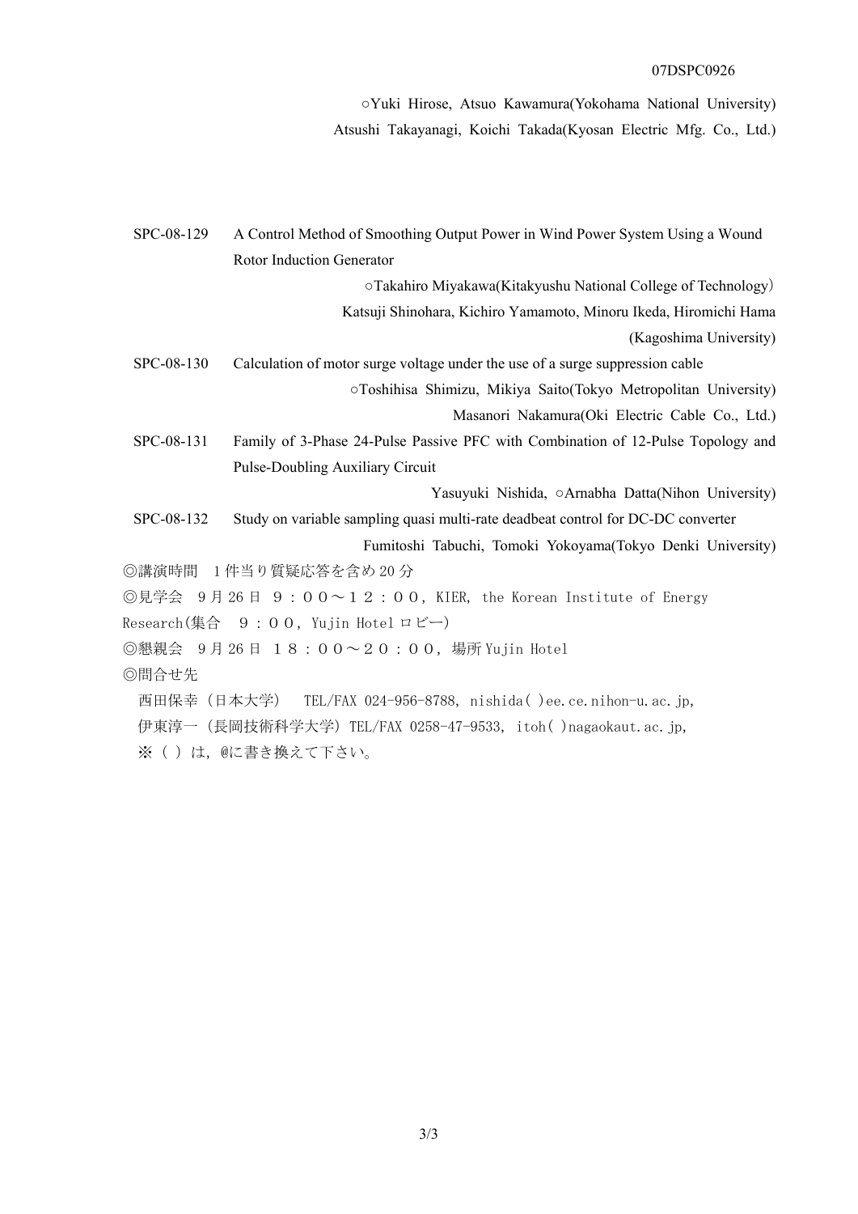○Yuki Hirose, Atsuo Kawamura(Yokohama National University)
Atsushi Takayanagi, Koichi Takada(Kyosan Electric Mfg. Co., Ltd.)

SPC-08-129　A Control Method of Smoothing Output Power in Wind Power System Using a Wound Rotor Induction Generator
○Takahiro Miyakawa(Kitakyushu National College of Technology)
Katsuji Shinohara, Kichiro Yamamoto, Minoru Ikeda, Hiromichi Hama (Kagoshima University)

SPC-08-130　Calculation of motor surge voltage under the use of a surge suppression cable
○Toshihisa Shimizu, Mikiya Saito(Tokyo Metropolitan University)
Masanori Nakamura(Oki Electric Cable Co., Ltd.)

SPC-08-131　Family of 3-Phase 24-Pulse Passive PFC with Combination of 12-Pulse Topology and Pulse-Doubling Auxiliary Circuit
Yasuyuki Nishida, ○Arnabha Datta(Nihon University)

SPC-08-132　Study on variable sampling quasi multi-rate deadbeat control for DC-DC converter
Fumitoshi Tabuchi, Tomoki Yokoyama(Tokyo Denki University)

◎講演時間　1件当り質疑応答を含め20分

◎見学会　9月26日　９：００～１２：００，KIER, the Korean Institute of Energy Research(集合　９：００，Yujin Hotelロビー)

◎懇親会　9月26日　１８：００～２０：００，場所Yujin Hotel

◎問合せ先

西田保幸（日本大学）　TEL/FAX 024-956-8788, nishida( )ee.ce.nihon-u.ac.jp,

伊東淳一（長岡技術科学大学）TEL/FAX 0258-47-9533, itoh( )nagaokaut.ac.jp,

※ ( ) は，@に書き換えて下さい。